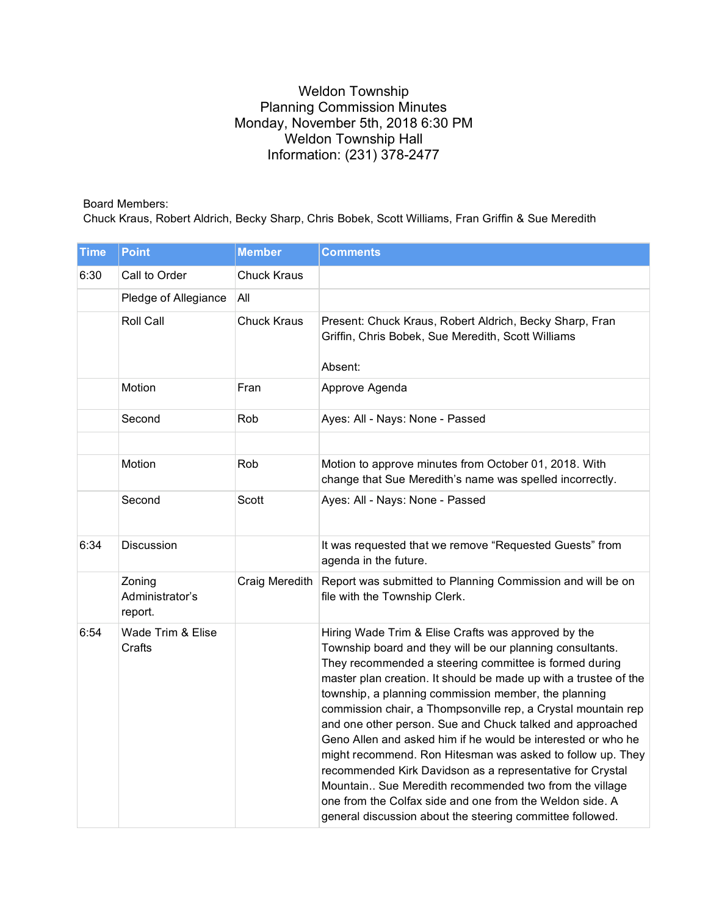# Weldon Township
## Planning Commission Minutes
Monday, November 5th, 2018 6:30 PM
Weldon Township Hall
Information: (231) 378-2477

Board Members:
Chuck Kraus, Robert Aldrich, Becky Sharp, Chris Bobek, Scott Williams, Fran Griffin & Sue Meredith

| Time | Point | Member | Comments |
|---|---|---|---|
| 6:30 | Call to Order | Chuck Kraus | |
| | Pledge of Allegiance | All | |
| | Roll Call | Chuck Kraus | Present: Chuck Kraus, Robert Aldrich, Becky Sharp, Fran Griffin, Chris Bobek, Sue Meredith, Scott Williams<br><br>Absent: |
| | Motion | Fran | Approve Agenda |
| | Second | Rob | Ayes: All - Nays: None - Passed |
| | | | |
| | Motion | Rob | Motion to approve minutes from October 01, 2018. With change that Sue Meredith's name was spelled incorrectly. |
| | Second | Scott | Ayes: All - Nays: None - Passed |
| 6:34 | Discussion | | It was requested that we remove "Requested Guests" from agenda in the future. |
| | Zoning Administrator's report. | Craig Meredith | Report was submitted to Planning Commission and will be on file with the Township Clerk. |
| 6:54 | Wade Trim & Elise Crafts | | Hiring Wade Trim & Elise Crafts was approved by the Township board and they will be our planning consultants. They recommended a steering committee is formed during master plan creation. It should be made up with a trustee of the township, a planning commission member, the planning commission chair, a Thompsonville rep, a Crystal mountain rep and one other person. Sue and Chuck talked and approached Geno Allen and asked him if he would be interested or who he might recommend. Ron Hitesman was asked to follow up. They recommended Kirk Davidson as a representative for Crystal Mountain.. Sue Meredith recommended two from the village one from the Colfax side and one from the Weldon side. A general discussion about the steering committee followed. |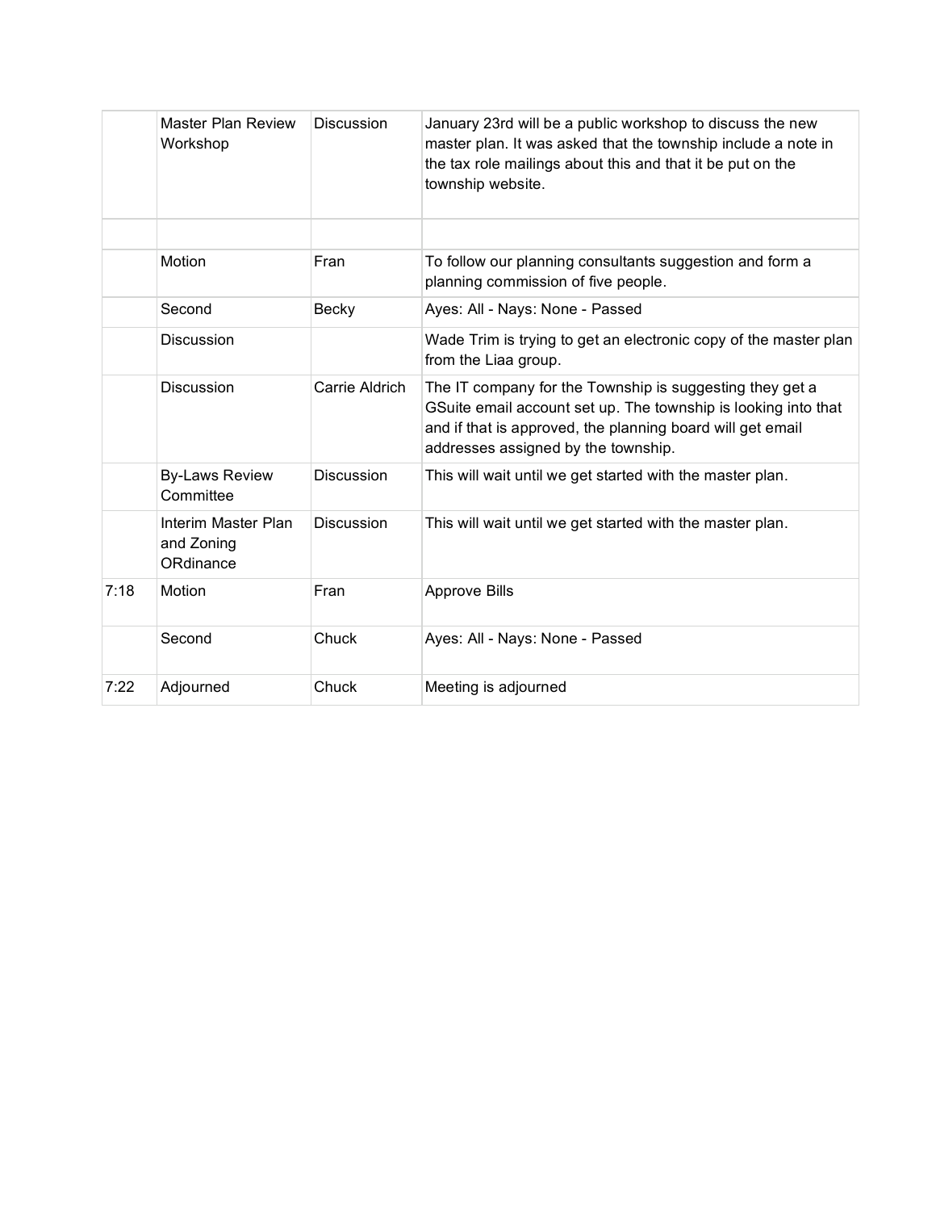| | | | |
|---|---|---|---|
| | Master Plan Review Workshop | Discussion | January 23rd will be a public workshop to discuss the new master plan. It was asked that the township include a note in the tax role mailings about this and that it be put on the township website. |
| | | | |
| | Motion | Fran | To follow our planning consultants suggestion and form a planning commission of five people. |
| | Second | Becky | Ayes: All - Nays: None - Passed |
| | Discussion | | Wade Trim is trying to get an electronic copy of the master plan from the Liaa group. |
| | Discussion | Carrie Aldrich | The IT company for the Township is suggesting they get a GSuite email account set up. The township is looking into that and if that is approved, the planning board will get email addresses assigned by the township. |
| | By-Laws Review Committee | Discussion | This will wait until we get started with the master plan. |
| | Interim Master Plan and Zoning ORdinance | Discussion | This will wait until we get started with the master plan. |
| 7:18 | Motion | Fran | Approve Bills |
| | Second | Chuck | Ayes: All - Nays: None - Passed |
| 7:22 | Adjourned | Chuck | Meeting is adjourned |